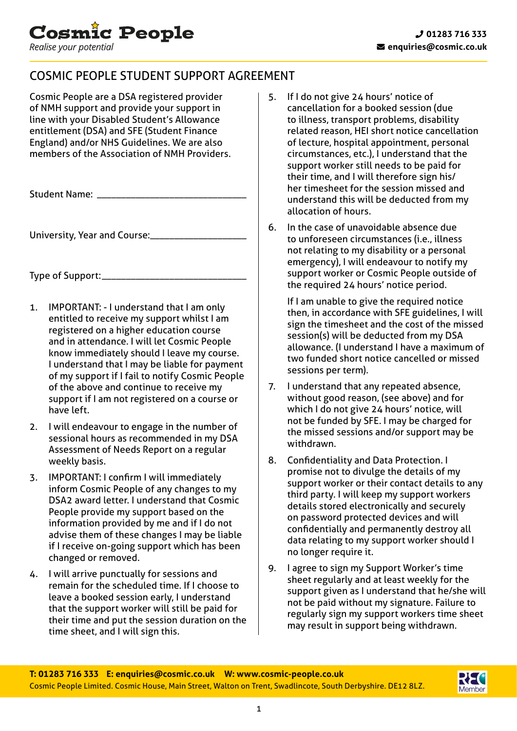Cosmic People
*Realise your potential*

01283 716 333
enquiries@cosmic.co.uk

# COSMIC PEOPLE STUDENT SUPPORT AGREEMENT

Cosmic People are a DSA registered provider of NMH support and provide your support in line with your Disabled Student's Allowance entitlement (DSA) and SFE (Student Finance England) and/or NHS Guidelines. We are also members of the Association of NMH Providers.

Student Name: ______________________________

University, Year and Course:___________________

Type of Support:_____________________________

1. IMPORTANT: - I understand that I am only entitled to receive my support whilst I am registered on a higher education course and in attendance. I will let Cosmic People know immediately should I leave my course. I understand that I may be liable for payment of my support if I fail to notify Cosmic People of the above and continue to receive my support if I am not registered on a course or have left.
2. I will endeavour to engage in the number of sessional hours as recommended in my DSA Assessment of Needs Report on a regular weekly basis.
3. IMPORTANT: I confirm I will immediately inform Cosmic People of any changes to my DSA2 award letter. I understand that Cosmic People provide my support based on the information provided by me and if I do not advise them of these changes I may be liable if I receive on-going support which has been changed or removed.
4. I will arrive punctually for sessions and remain for the scheduled time. If I choose to leave a booked session early, I understand that the support worker will still be paid for their time and put the session duration on the time sheet, and I will sign this.
5. If I do not give 24 hours' notice of cancellation for a booked session (due to illness, transport problems, disability related reason, HEI short notice cancellation of lecture, hospital appointment, personal circumstances, etc.), I understand that the support worker still needs to be paid for their time, and I will therefore sign his/her timesheet for the session missed and understand this will be deducted from my allocation of hours.
6. In the case of unavoidable absence due to unforeseen circumstances (i.e., illness not relating to my disability or a personal emergency), I will endeavour to notify my support worker or Cosmic People outside of the required 24 hours' notice period.

   If I am unable to give the required notice then, in accordance with SFE guidelines, I will sign the timesheet and the cost of the missed session(s) will be deducted from my DSA allowance. (I understand I have a maximum of two funded short notice cancelled or missed sessions per term).
7. I understand that any repeated absence, without good reason, (see above) and for which I do not give 24 hours' notice, will not be funded by SFE. I may be charged for the missed sessions and/or support may be withdrawn.
8. Confidentiality and Data Protection. I promise not to divulge the details of my support worker or their contact details to any third party. I will keep my support workers details stored electronically and securely on password protected devices and will confidentially and permanently destroy all data relating to my support worker should I no longer require it.
9. I agree to sign my Support Worker's time sheet regularly and at least weekly for the support given as I understand that he/she will not be paid without my signature. Failure to regularly sign my support workers time sheet may result in support being withdrawn.

**T: 01283 716 333 E: enquiries@cosmic.co.uk W: www.cosmic-people.co.uk**
Cosmic People Limited. Cosmic House, Main Street, Walton on Trent, Swadlincote, South Derbyshire. DE12 8LZ.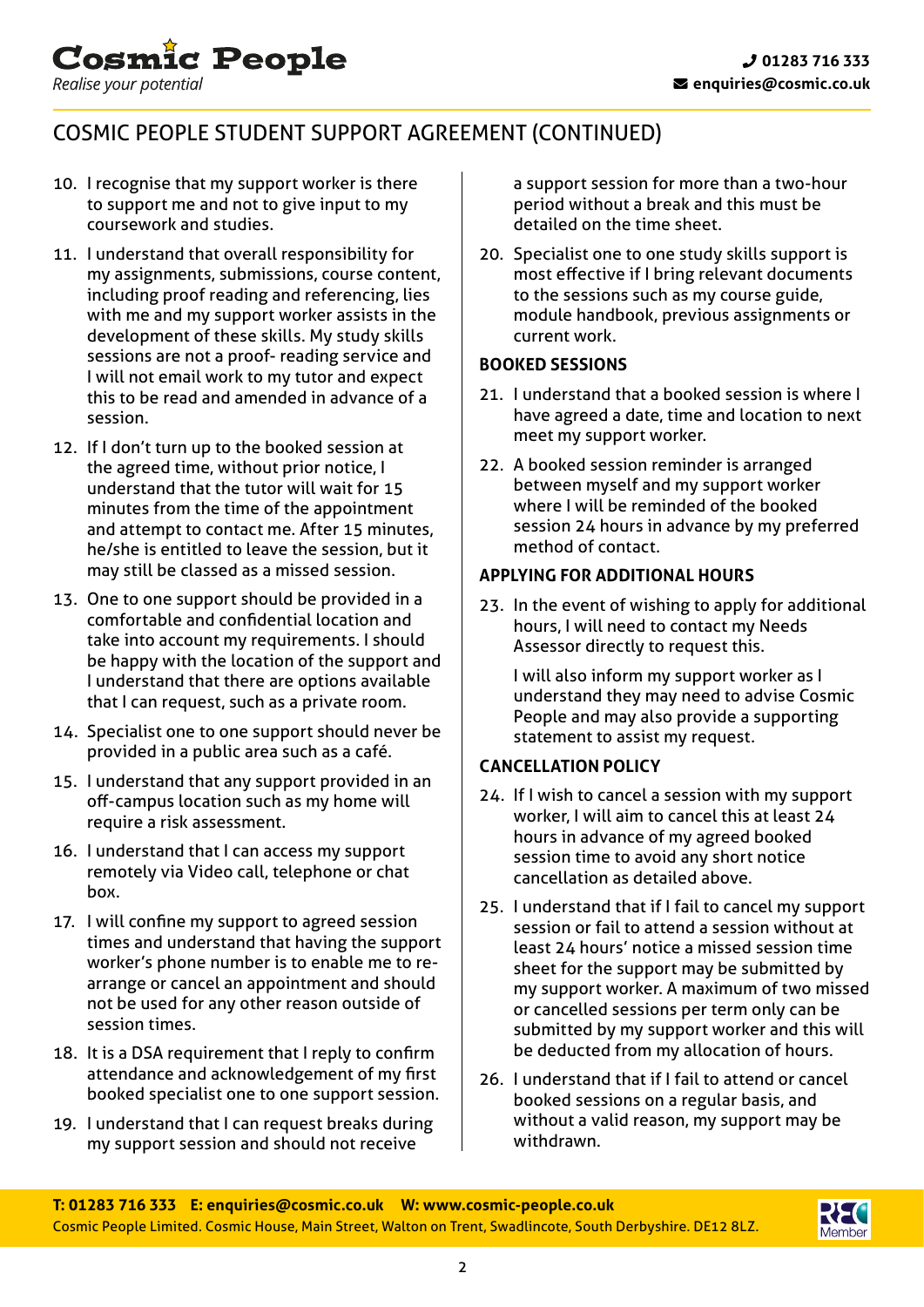## COSMIC PEOPLE STUDENT SUPPORT AGREEMENT (CONTINUED)

10. I recognise that my support worker is there to support me and not to give input to my coursework and studies.
11. I understand that overall responsibility for my assignments, submissions, course content, including proof reading and referencing, lies with me and my support worker assists in the development of these skills. My study skills sessions are not a proof- reading service and I will not email work to my tutor and expect this to be read and amended in advance of a session.
12. If I don't turn up to the booked session at the agreed time, without prior notice, I understand that the tutor will wait for 15 minutes from the time of the appointment and attempt to contact me. After 15 minutes, he/she is entitled to leave the session, but it may still be classed as a missed session.
13. One to one support should be provided in a comfortable and confidential location and take into account my requirements. I should be happy with the location of the support and I understand that there are options available that I can request, such as a private room.
14. Specialist one to one support should never be provided in a public area such as a café.
15. I understand that any support provided in an off-campus location such as my home will require a risk assessment.
16. I understand that I can access my support remotely via Video call, telephone or chat box.
17. I will confine my support to agreed session times and understand that having the support worker's phone number is to enable me to re-arrange or cancel an appointment and should not be used for any other reason outside of session times.
18. It is a DSA requirement that I reply to confirm attendance and acknowledgement of my first booked specialist one to one support session.
19. I understand that I can request breaks during my support session and should not receive a support session for more than a two-hour period without a break and this must be detailed on the time sheet.
20. Specialist one to one study skills support is most effective if I bring relevant documents to the sessions such as my course guide, module handbook, previous assignments or current work.

### BOOKED SESSIONS

21. I understand that a booked session is where I have agreed a date, time and location to next meet my support worker.
22. A booked session reminder is arranged between myself and my support worker where I will be reminded of the booked session 24 hours in advance by my preferred method of contact.

### APPLYING FOR ADDITIONAL HOURS

23. In the event of wishing to apply for additional hours, I will need to contact my Needs Assessor directly to request this.

    I will also inform my support worker as I understand they may need to advise Cosmic People and may also provide a supporting statement to assist my request.

### CANCELLATION POLICY

24. If I wish to cancel a session with my support worker, I will aim to cancel this at least 24 hours in advance of my agreed booked session time to avoid any short notice cancellation as detailed above.
25. I understand that if I fail to cancel my support session or fail to attend a session without at least 24 hours' notice a missed session time sheet for the support may be submitted by my support worker. A maximum of two missed or cancelled sessions per term only can be submitted by my support worker and this will be deducted from my allocation of hours.
26. I understand that if I fail to attend or cancel booked sessions on a regular basis, and without a valid reason, my support may be withdrawn.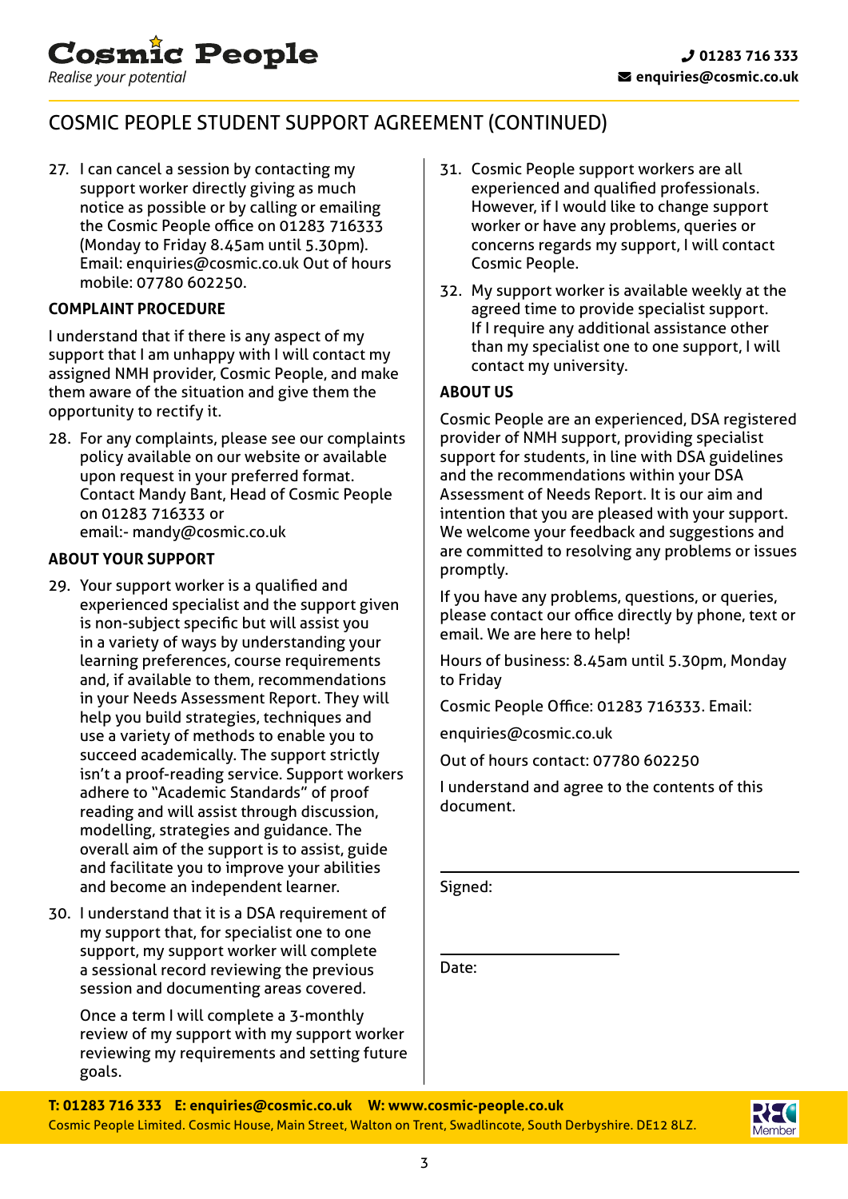# COSMIC PEOPLE STUDENT SUPPORT AGREEMENT (CONTINUED)

27. I can cancel a session by contacting my support worker directly giving as much notice as possible or by calling or emailing the Cosmic People office on 01283 716333 (Monday to Friday 8.45am until 5.30pm). Email: enquiries@cosmic.co.uk Out of hours mobile: 07780 602250.

**COMPLAINT PROCEDURE**

I understand that if there is any aspect of my support that I am unhappy with I will contact my assigned NMH provider, Cosmic People, and make them aware of the situation and give them the opportunity to rectify it.

28. For any complaints, please see our complaints policy available on our website or available upon request in your preferred format. Contact Mandy Bant, Head of Cosmic People on 01283 716333 or email:- mandy@cosmic.co.uk

**ABOUT YOUR SUPPORT**

29. Your support worker is a qualified and experienced specialist and the support given is non-subject specific but will assist you in a variety of ways by understanding your learning preferences, course requirements and, if available to them, recommendations in your Needs Assessment Report. They will help you build strategies, techniques and use a variety of methods to enable you to succeed academically. The support strictly isn't a proof-reading service. Support workers adhere to "Academic Standards" of proof reading and will assist through discussion, modelling, strategies and guidance. The overall aim of the support is to assist, guide and facilitate you to improve your abilities and become an independent learner.

30. I understand that it is a DSA requirement of my support that, for specialist one to one support, my support worker will complete a sessional record reviewing the previous session and documenting areas covered.

    Once a term I will complete a 3-monthly review of my support with my support worker reviewing my requirements and setting future goals.

31. Cosmic People support workers are all experienced and qualified professionals. However, if I would like to change support worker or have any problems, queries or concerns regards my support, I will contact Cosmic People.

32. My support worker is available weekly at the agreed time to provide specialist support. If I require any additional assistance other than my specialist one to one support, I will contact my university.

**ABOUT US**

Cosmic People are an experienced, DSA registered provider of NMH support, providing specialist support for students, in line with DSA guidelines and the recommendations within your DSA Assessment of Needs Report. It is our aim and intention that you are pleased with your support. We welcome your feedback and suggestions and are committed to resolving any problems or issues promptly.

If you have any problems, questions, or queries, please contact our office directly by phone, text or email. We are here to help!

Hours of business: 8.45am until 5.30pm, Monday to Friday

Cosmic People Office: 01283 716333. Email:

enquiries@cosmic.co.uk

Out of hours contact: 07780 602250

I understand and agree to the contents of this document.

Signed:

Date: